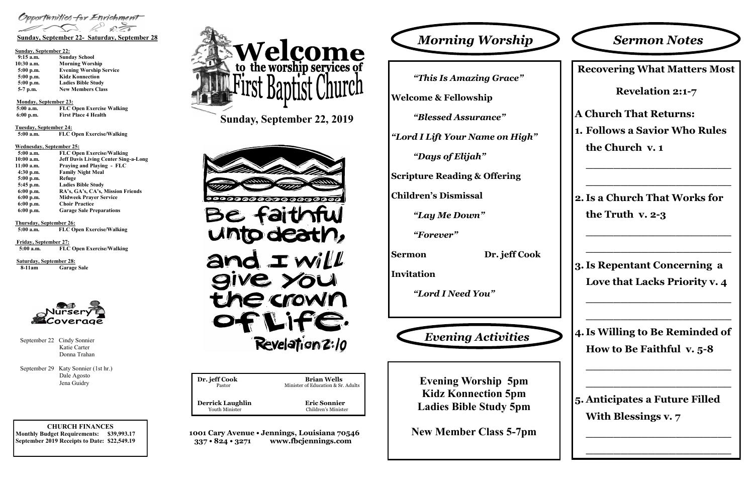## Opportunities for Enrichment

**Sunday, September 22- Saturday, September 28**

**Sunday, September 22:**

| | |
|---|---|
| 9:15 a.m. | Sunday School |
| 10:30 a.m. | Morning Worship |
| 5:00 p.m. | Evening Worship Service |
| 5:00 p.m. | Kidz Konnection |
| 5:00 p.m. | Ladies Bible Study |
| 5-7 p.m. | New Members Class |

**Monday, September 23:**

| | |
|---|---|
| 5:00 a.m. | FLC Open Exercise Walking |
| 6:00 p.m. | First Place 4 Health |

**Tuesday, September 24:**

| | |
|---|---|
| 5:00 a.m. | FLC Open Exercise/Walking |

**Wednesday, September 25:**

| | |
|---|---|
| 5:00 a.m. | FLC Open Exercise/Walking |
| 10:00 a.m. | Jeff Davis Living Center Sing-a-Long |
| 11:00 a.m. | Praying and Playing - FLC |
| 4:30 p.m. | Family Night Meal |
| 5:00 p.m. | Refuge |
| 5:45 p.m. | Ladies Bible Study |
| 6:00 p.m. | RA's, GA's, CA's, Mission Friends |
| 6:00 p.m. | Midweek Prayer Service |
| 6:00 p.m. | Choir Practice |
| 6:00 p.m. | Garage Sale Preparations |

**Thursday, September 26:**

| | |
|---|---|
| 5:00 a.m. | FLC Open Exercise/Walking |

**Friday, September 27:**

| | |
|---|---|
| 5:00 a.m. | FLC Open Exercise/Walking |

**Saturday, September 28:**

| | |
|---|---|
| 8-11am | Garage Sale |

### Nursery Coverage

September 22 Cindy Sonnier
Katie Carter
Donna Trahan

September 29 Katy Sonnier (1st hr.)
Dale Agosto
Jena Guidry

**CHURCH FINANCES**
**Monthly Budget Requirements: $39,993.17**
**September 2019 Receipts to Date: $22,549.19**

# Welcome to the worship services of First Baptist Church

## Sunday, September 22, 2019

Be faithful unto death, and I will give you the crown of Life. Revelation 2:10

| | |
|---|---|
| **Dr. jeff Cook** Pastor | **Brian Wells** Minister of Education & Sr. Adults |
| **Derrick Laughlin** Youth Minister | **Eric Sonnier** Children's Minister |

**1001 Cary Avenue • Jennings, Louisiana 70546**
**337 • 824 • 3271 www.fbcjennings.com**

## *Morning Worship*

*"This Is Amazing Grace"*

**Welcome & Fellowship**

*"Blessed Assurance"*

*"Lord I Lift Your Name on High"*

*"Days of Elijah"*

**Scripture Reading & Offering**

**Children's Dismissal**

*"Lay Me Down"*

*"Forever"*

**Sermon** Dr. jeff Cook

**Invitation**

*"Lord I Need You"*

## *Evening Activities*

**Evening Worship 5pm**
**Kidz Konnection 5pm**
**Ladies Bible Study 5pm**

**New Member Class 5-7pm**

## *Sermon Notes*

### Recovering What Matters Most

### Revelation 2:1-7

**A Church That Returns:**

1. **Follows a Savior Who Rules the Church v. 1**

   ______________________________

   ______________________________

2. **Is a Church That Works for the Truth v. 2-3**

   ______________________________

   ______________________________

3. **Is Repentant Concerning a Love that Lacks Priority v. 4**

   ______________________________

   ______________________________

4. **Is Willing to Be Reminded of How to Be Faithful v. 5-8**

   ______________________________

   ______________________________

5. **Anticipates a Future Filled With Blessings v. 7**

   ______________________________

   ______________________________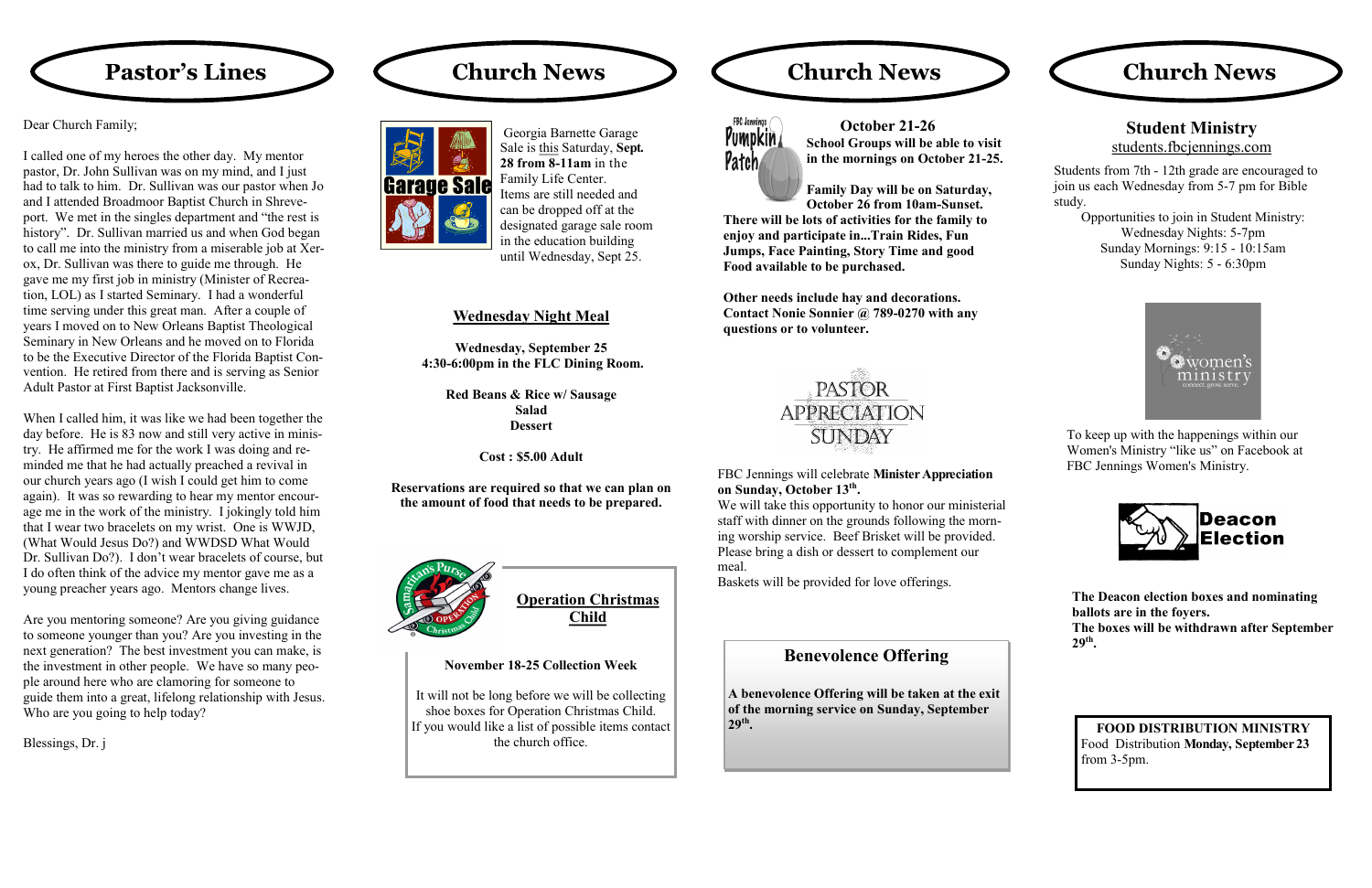# Pastor's Lines

Dear Church Family;

I called one of my heroes the other day. My mentor pastor, Dr. John Sullivan was on my mind, and I just had to talk to him. Dr. Sullivan was our pastor when Jo and I attended Broadmoor Baptist Church in Shreveport. We met in the singles department and "the rest is history". Dr. Sullivan married us and when God began to call me into the ministry from a miserable job at Xerox, Dr. Sullivan was there to guide me through. He gave me my first job in ministry (Minister of Recreation, LOL) as I started Seminary. I had a wonderful time serving under this great man. After a couple of years I moved on to New Orleans Baptist Theological Seminary in New Orleans and he moved on to Florida to be the Executive Director of the Florida Baptist Convention. He retired from there and is serving as Senior Adult Pastor at First Baptist Jacksonville.

When I called him, it was like we had been together the day before. He is 83 now and still very active in ministry. He affirmed me for the work I was doing and reminded me that he had actually preached a revival in our church years ago (I wish I could get him to come again). It was so rewarding to hear my mentor encourage me in the work of the ministry. I jokingly told him that I wear two bracelets on my wrist. One is WWJD, (What Would Jesus Do?) and WWDSD What Would Dr. Sullivan Do?). I don't wear bracelets of course, but I do often think of the advice my mentor gave me as a young preacher years ago. Mentors change lives.

Are you mentoring someone? Are you giving guidance to someone younger than you? Are you investing in the next generation? The best investment you can make, is the investment in other people. We have so many people around here who are clamoring for someone to guide them into a great, lifelong relationship with Jesus. Who are you going to help today?

Blessings, Dr. j

# Church News

Garage Sale

Georgia Barnette Garage Sale is this Saturday, **Sept. 28 from 8-11am** in the Family Life Center. Items are still needed and can be dropped off at the designated garage sale room in the education building until Wednesday, Sept 25.

## Wednesday Night Meal

**Wednesday, September 25**
**4:30-6:00pm in the FLC Dining Room.**

**Red Beans & Rice w/ Sausage**
**Salad**
**Dessert**

**Cost : $5.00 Adult**

**Reservations are required so that we can plan on the amount of food that needs to be prepared.**

## Operation Christmas Child

**November 18-25 Collection Week**

It will not be long before we will be collecting shoe boxes for Operation Christmas Child. If you would like a list of possible items contact the church office.

# Church News

FBC Jennings Pumpkin Patch

**October 21-26**
**School Groups will be able to visit in the mornings on October 21-25.**

**Family Day will be on Saturday, October 26 from 10am-Sunset.**
**There will be lots of activities for the family to enjoy and participate in...Train Rides, Fun Jumps, Face Painting, Story Time and good Food available to be purchased.**

**Other needs include hay and decorations. Contact Nonie Sonnier @ 789-0270 with any questions or to volunteer.**

PASTOR APPRECIATION SUNDAY

FBC Jennings will celebrate **Minister Appreciation on Sunday, October 13th.**
We will take this opportunity to honor our ministerial staff with dinner on the grounds following the morning worship service. Beef Brisket will be provided. Please bring a dish or dessert to complement our meal.
Baskets will be provided for love offerings.

## Benevolence Offering

**A benevolence Offering will be taken at the exit of the morning service on Sunday, September 29th.**

# Church News

## Student Ministry

students.fbcjennings.com

Students from 7th - 12th grade are encouraged to join us each Wednesday from 5-7 pm for Bible study.

Opportunities to join in Student Ministry:
Wednesday Nights: 5-7pm
Sunday Mornings: 9:15 - 10:15am
Sunday Nights: 5 - 6:30pm

women's ministry
connect. grow. serve.

To keep up with the happenings within our Women's Ministry "like us" on Facebook at FBC Jennings Women's Ministry.

Deacon Election

**The Deacon election boxes and nominating ballots are in the foyers.**
**The boxes will be withdrawn after September 29th.**

**FOOD DISTRIBUTION MINISTRY**
Food Distribution **Monday, September 23** from 3-5pm.